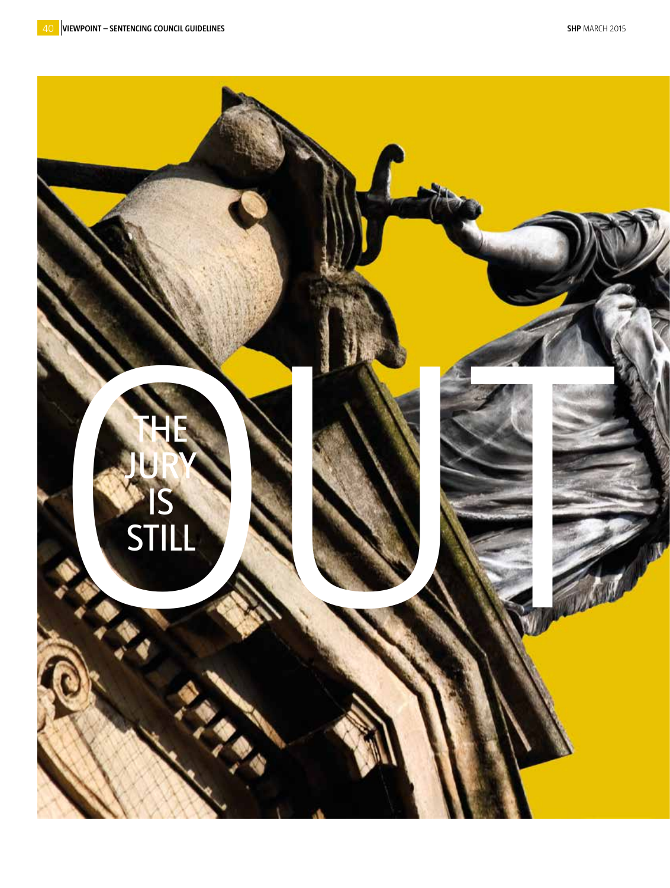# THE JURY IS STILL OUT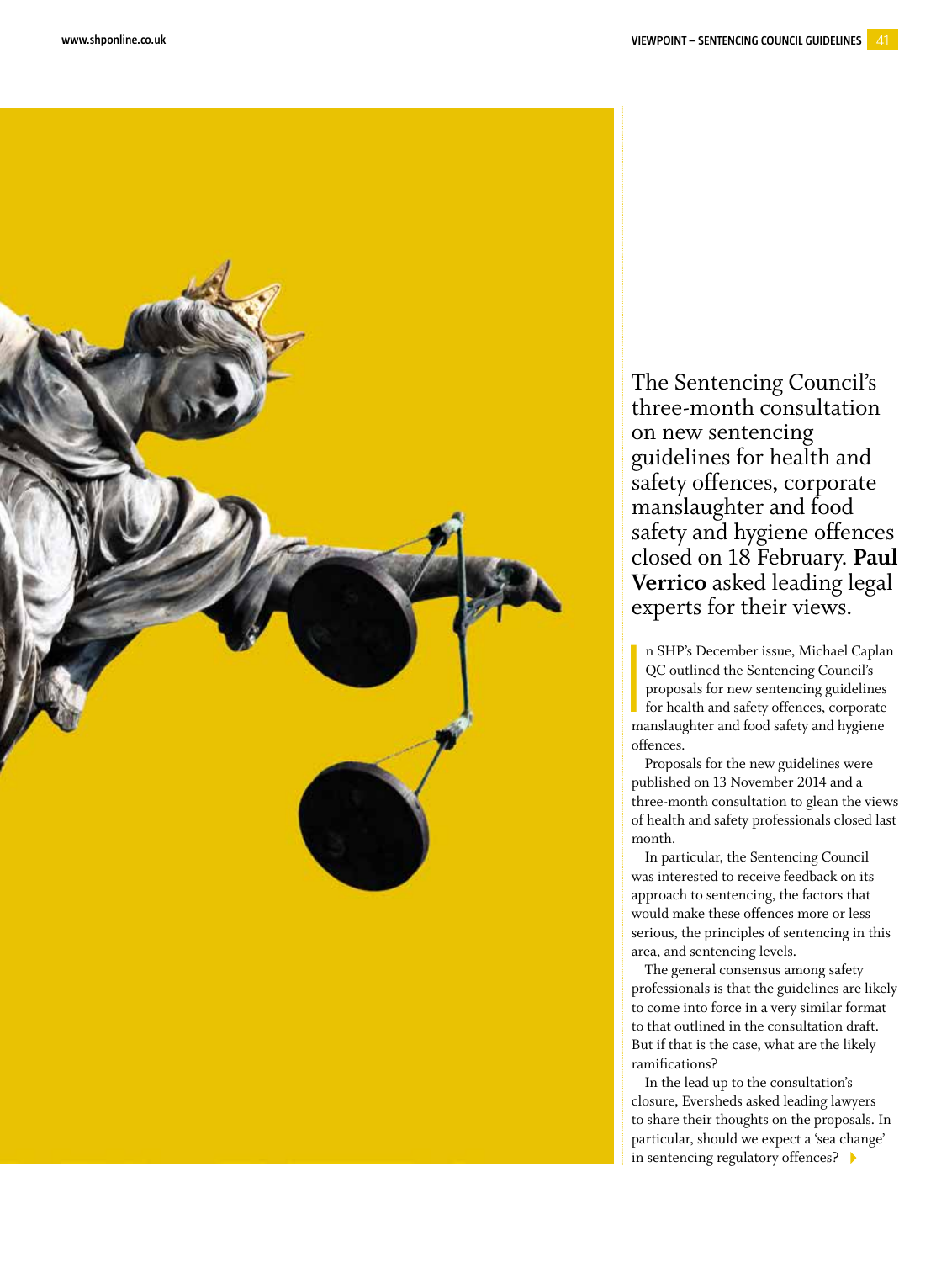The Sentencing Council's three-month consultation on new sentencing guidelines for health and safety offences, corporate manslaughter and food safety and hygiene offences closed on 18 February. **Paul Verrico** asked leading legal experts for their views.

In SHP's December issue, Michael Caplan QC outlined the Sentencing Council's proposals for new sentencing guidelines for health and safety offences, corporate manslaughter and food safety and hygiene offences.

Proposals for the new guidelines were published on 13 November 2014 and a three-month consultation to glean the views of health and safety professionals closed last month.

In particular, the Sentencing Council was interested to receive feedback on its approach to sentencing, the factors that would make these offences more or less serious, the principles of sentencing in this area, and sentencing levels.

The general consensus among safety professionals is that the guidelines are likely to come into force in a very similar format to that outlined in the consultation draft. But if that is the case, what are the likely ramifications?

In the lead up to the consultation's closure, Eversheds asked leading lawyers to share their thoughts on the proposals. In particular, should we expect a 'sea change' in sentencing regulatory offences?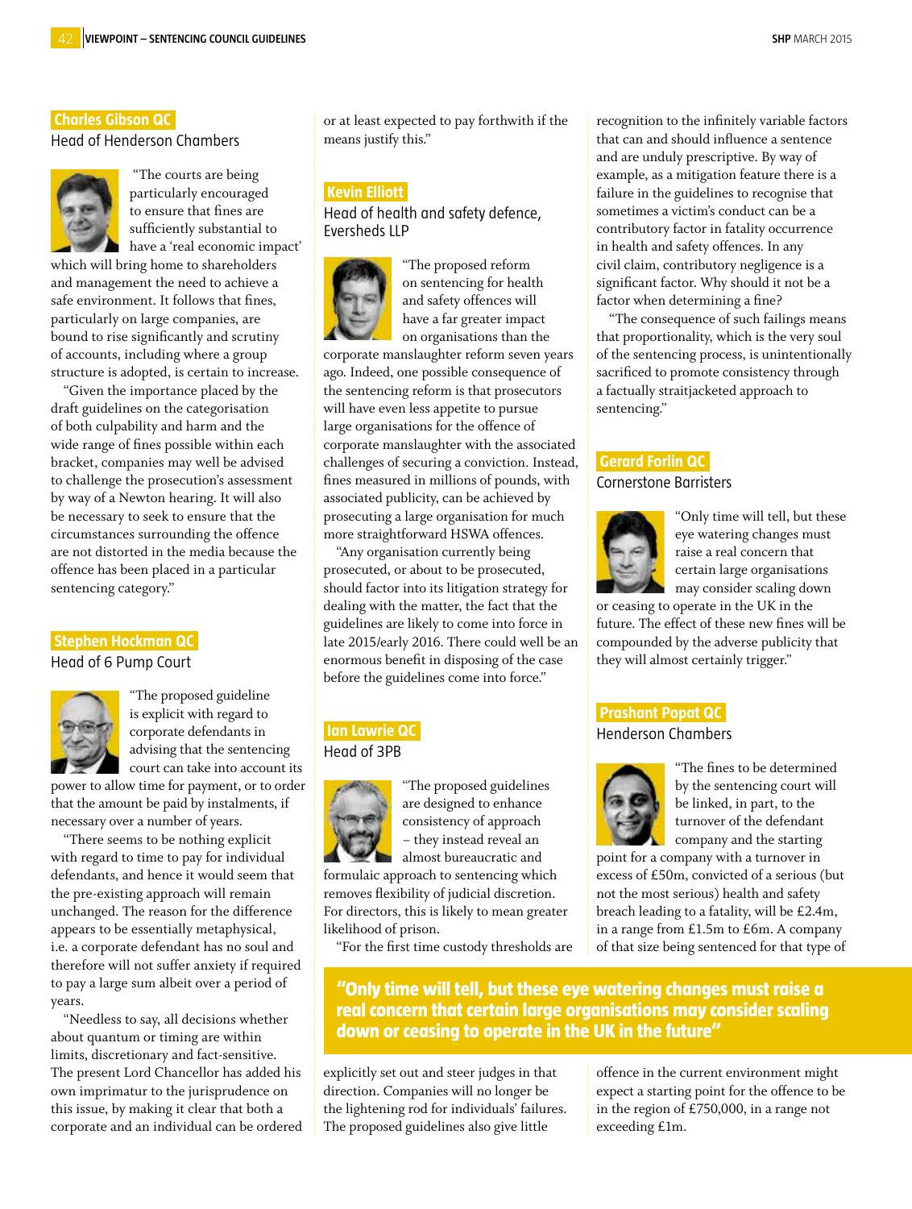## Charles Gibson QC

Head of Henderson Chambers

"The courts are being particularly encouraged to ensure that fines are sufficiently substantial to have a 'real economic impact' which will bring home to shareholders and management the need to achieve a safe environment. It follows that fines, particularly on large companies, are bound to rise significantly and scrutiny of accounts, including where a group structure is adopted, is certain to increase.

"Given the importance placed by the draft guidelines on the categorisation of both culpability and harm and the wide range of fines possible within each bracket, companies may well be advised to challenge the prosecution's assessment by way of a Newton hearing. It will also be necessary to seek to ensure that the circumstances surrounding the offence are not distorted in the media because the offence has been placed in a particular sentencing category."

## Stephen Hockman QC

Head of 6 Pump Court

"The proposed guideline is explicit with regard to corporate defendants in advising that the sentencing court can take into account its power to allow time for payment, or to order that the amount be paid by instalments, if necessary over a number of years.

"There seems to be nothing explicit with regard to time to pay for individual defendants, and hence it would seem that the pre-existing approach will remain unchanged. The reason for the difference appears to be essentially metaphysical, i.e. a corporate defendant has no soul and therefore will not suffer anxiety if required to pay a large sum albeit over a period of years.

"Needless to say, all decisions whether about quantum or timing are within limits, discretionary and fact-sensitive. The present Lord Chancellor has added his own imprimatur to the jurisprudence on this issue, by making it clear that both a corporate and an individual can be ordered or at least expected to pay forthwith if the means justify this."

## Kevin Elliott

Head of health and safety defence, Eversheds LLP

"The proposed reform on sentencing for health and safety offences will have a far greater impact on organisations than the corporate manslaughter reform seven years ago. Indeed, one possible consequence of the sentencing reform is that prosecutors will have even less appetite to pursue large organisations for the offence of corporate manslaughter with the associated challenges of securing a conviction. Instead, fines measured in millions of pounds, with associated publicity, can be achieved by prosecuting a large organisation for much more straightforward HSWA offences.

"Any organisation currently being prosecuted, or about to be prosecuted, should factor into its litigation strategy for dealing with the matter, the fact that the guidelines are likely to come into force in late 2015/early 2016. There could well be an enormous benefit in disposing of the case before the guidelines come into force."

## Ian Lawrie QC

Head of 3PB

"The proposed guidelines are designed to enhance consistency of approach – they instead reveal an almost bureaucratic and formulaic approach to sentencing which removes flexibility of judicial discretion. For directors, this is likely to mean greater likelihood of prison.

"For the first time custody thresholds are explicitly set out and steer judges in that direction. Companies will no longer be the lightening rod for individuals' failures. The proposed guidelines also give little recognition to the infinitely variable factors that can and should influence a sentence and are unduly prescriptive. By way of example, as a mitigation feature there is a failure in the guidelines to recognise that sometimes a victim's conduct can be a contributory factor in fatality occurrence in health and safety offences. In any civil claim, contributory negligence is a significant factor. Why should it not be a factor when determining a fine?

"The consequence of such failings means that proportionality, which is the very soul of the sentencing process, is unintentionally sacrificed to promote consistency through a factually straitjacketed approach to sentencing."

## Gerard Forlin QC

Cornerstone Barristers

"Only time will tell, but these eye watering changes must raise a real concern that certain large organisations may consider scaling down or ceasing to operate in the UK in the future. The effect of these new fines will be compounded by the adverse publicity that they will almost certainly trigger."

## Prashant Popat QC

Henderson Chambers

"The fines to be determined by the sentencing court will be linked, in part, to the turnover of the defendant company and the starting point for a company with a turnover in excess of £50m, convicted of a serious (but not the most serious) health and safety breach leading to a fatality, will be £2.4m, in a range from £1.5m to £6m. A company of that size being sentenced for that type of offence in the current environment might expect a starting point for the offence to be in the region of £750,000, in a range not exceeding £1m.

> **"Only time will tell, but these eye watering changes must raise a real concern that certain large organisations may consider scaling down or ceasing to operate in the UK in the future"**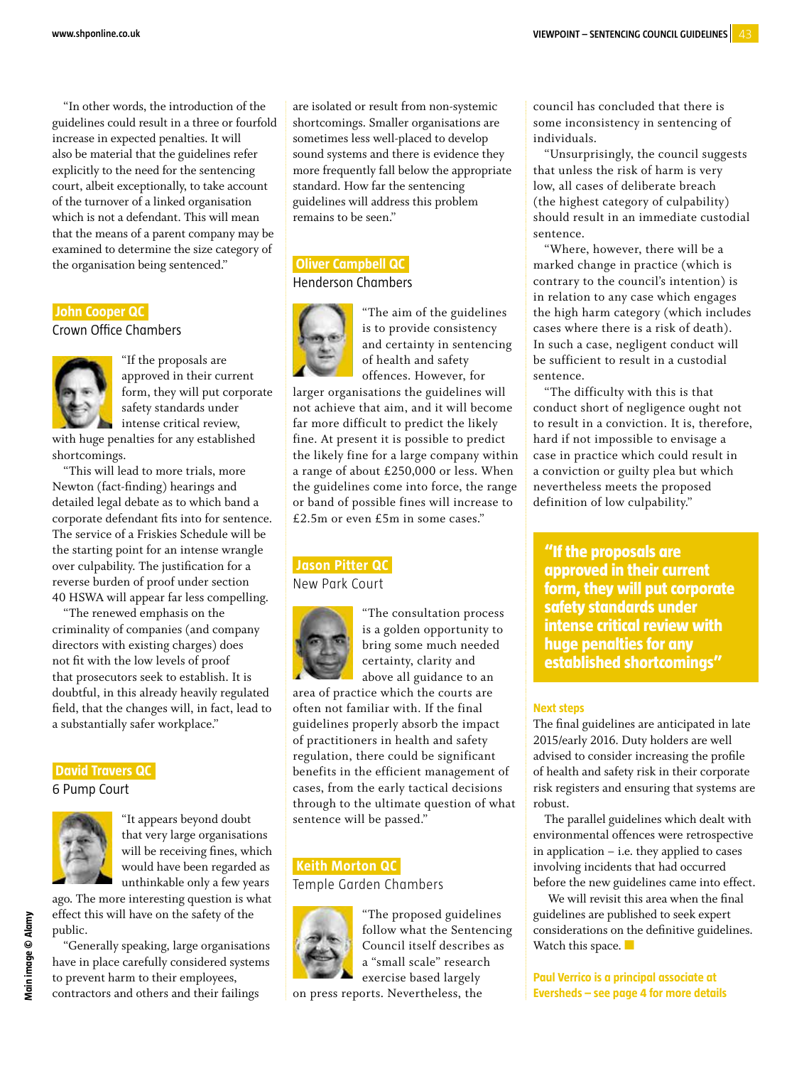"In other words, the introduction of the guidelines could result in a three or fourfold increase in expected penalties. It will also be material that the guidelines refer explicitly to the need for the sentencing court, albeit exceptionally, to take account of the turnover of a linked organisation which is not a defendant. This will mean that the means of a parent company may be examined to determine the size category of the organisation being sentenced."

### John Cooper QC

Crown Office Chambers

"If the proposals are approved in their current form, they will put corporate safety standards under intense critical review, with huge penalties for any established shortcomings.

"This will lead to more trials, more Newton (fact-finding) hearings and detailed legal debate as to which band a corporate defendant fits into for sentence. The service of a Friskies Schedule will be the starting point for an intense wrangle over culpability. The justification for a reverse burden of proof under section 40 HSWA will appear far less compelling.

"The renewed emphasis on the criminality of companies (and company directors with existing charges) does not fit with the low levels of proof that prosecutors seek to establish. It is doubtful, in this already heavily regulated field, that the changes will, in fact, lead to a substantially safer workplace."

### David Travers QC

6 Pump Court

"It appears beyond doubt that very large organisations will be receiving fines, which would have been regarded as unthinkable only a few years ago. The more interesting question is what effect this will have on the safety of the public.

"Generally speaking, large organisations have in place carefully considered systems to prevent harm to their employees, contractors and others and their failings are isolated or result from non-systemic shortcomings. Smaller organisations are sometimes less well-placed to develop sound systems and there is evidence they more frequently fall below the appropriate standard. How far the sentencing guidelines will address this problem remains to be seen."

### Oliver Campbell QC

Henderson Chambers

"The aim of the guidelines is to provide consistency and certainty in sentencing of health and safety offences. However, for larger organisations the guidelines will not achieve that aim, and it will become far more difficult to predict the likely fine. At present it is possible to predict the likely fine for a large company within a range of about £250,000 or less. When the guidelines come into force, the range or band of possible fines will increase to £2.5m or even £5m in some cases."

### Jason Pitter QC

New Park Court

"The consultation process is a golden opportunity to bring some much needed certainty, clarity and above all guidance to an area of practice which the courts are often not familiar with. If the final guidelines properly absorb the impact of practitioners in health and safety regulation, there could be significant benefits in the efficient management of cases, from the early tactical decisions through to the ultimate question of what sentence will be passed."

### Keith Morton QC

Temple Garden Chambers

"The proposed guidelines follow what the Sentencing Council itself describes as a "small scale" research exercise based largely on press reports. Nevertheless, the council has concluded that there is some inconsistency in sentencing of individuals.

"Unsurprisingly, the council suggests that unless the risk of harm is very low, all cases of deliberate breach (the highest category of culpability) should result in an immediate custodial sentence.

"Where, however, there will be a marked change in practice (which is contrary to the council's intention) is in relation to any case which engages the high harm category (which includes cases where there is a risk of death). In such a case, negligent conduct will be sufficient to result in a custodial sentence.

"The difficulty with this is that conduct short of negligence ought not to result in a conviction. It is, therefore, hard if not impossible to envisage a case in practice which could result in a conviction or guilty plea but which nevertheless meets the proposed definition of low culpability."

**"If the proposals are approved in their current form, they will put corporate safety standards under intense critical review with huge penalties for any established shortcomings"**

### Next steps

The final guidelines are anticipated in late 2015/early 2016. Duty holders are well advised to consider increasing the profile of health and safety risk in their corporate risk registers and ensuring that systems are robust.

The parallel guidelines which dealt with environmental offences were retrospective in application – i.e. they applied to cases involving incidents that had occurred before the new guidelines came into effect.

We will revisit this area when the final guidelines are published to seek expert considerations on the definitive guidelines. Watch this space. ■

**Paul Verrico is a principal associate at Eversheds – see page 4 for more details**

Main image © Alamy